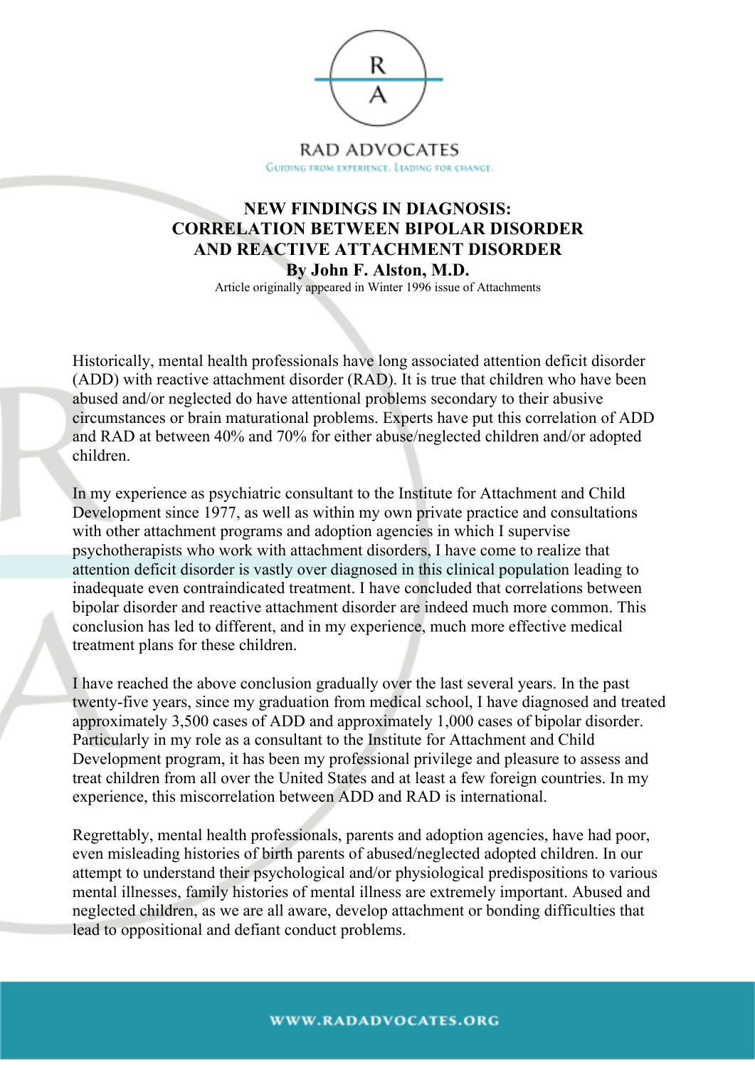RAD ADVOCATES

GUIDING FROM EXPERIENCE. LEADING FOR CHANGE.

# NEW FINDINGS IN DIAGNOSIS: CORRELATION BETWEEN BIPOLAR DISORDER AND REACTIVE ATTACHMENT DISORDER

**By John F. Alston, M.D.**

Article originally appeared in Winter 1996 issue of Attachments

Historically, mental health professionals have long associated attention deficit disorder (ADD) with reactive attachment disorder (RAD). It is true that children who have been abused and/or neglected do have attentional problems secondary to their abusive circumstances or brain maturational problems. Experts have put this correlation of ADD and RAD at between 40% and 70% for either abuse/neglected children and/or adopted children.

In my experience as psychiatric consultant to the Institute for Attachment and Child Development since 1977, as well as within my own private practice and consultations with other attachment programs and adoption agencies in which I supervise psychotherapists who work with attachment disorders, I have come to realize that attention deficit disorder is vastly over diagnosed in this clinical population leading to inadequate even contraindicated treatment. I have concluded that correlations between bipolar disorder and reactive attachment disorder are indeed much more common. This conclusion has led to different, and in my experience, much more effective medical treatment plans for these children.

I have reached the above conclusion gradually over the last several years. In the past twenty-five years, since my graduation from medical school, I have diagnosed and treated approximately 3,500 cases of ADD and approximately 1,000 cases of bipolar disorder. Particularly in my role as a consultant to the Institute for Attachment and Child Development program, it has been my professional privilege and pleasure to assess and treat children from all over the United States and at least a few foreign countries. In my experience, this miscorrelation between ADD and RAD is international.

Regrettably, mental health professionals, parents and adoption agencies, have had poor, even misleading histories of birth parents of abused/neglected adopted children. In our attempt to understand their psychological and/or physiological predispositions to various mental illnesses, family histories of mental illness are extremely important. Abused and neglected children, as we are all aware, develop attachment or bonding difficulties that lead to oppositional and defiant conduct problems.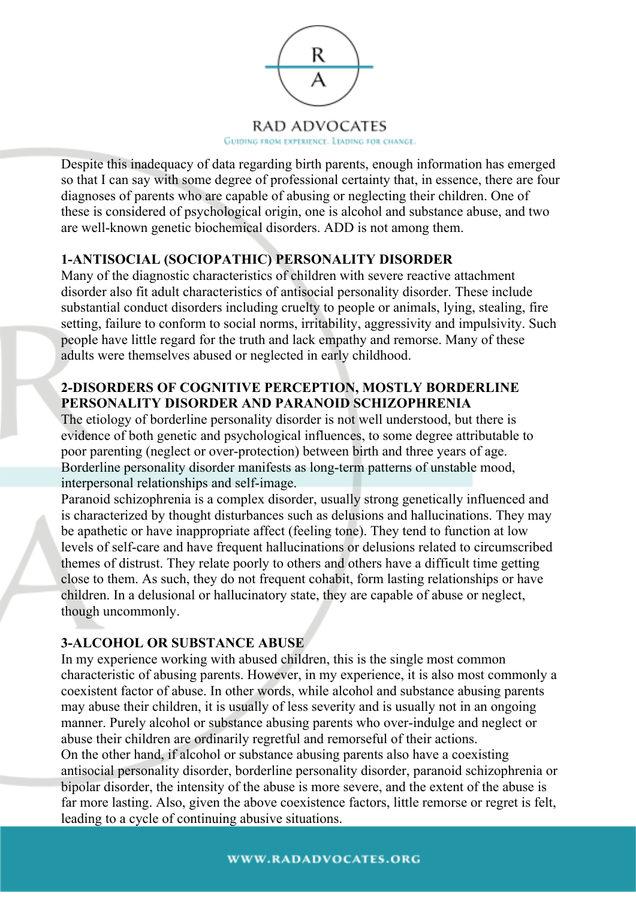Despite this inadequacy of data regarding birth parents, enough information has emerged so that I can say with some degree of professional certainty that, in essence, there are four diagnoses of parents who are capable of abusing or neglecting their children. One of these is considered of psychological origin, one is alcohol and substance abuse, and two are well-known genetic biochemical disorders. ADD is not among them.

**1-ANTISOCIAL (SOCIOPATHIC) PERSONALITY DISORDER**

Many of the diagnostic characteristics of children with severe reactive attachment disorder also fit adult characteristics of antisocial personality disorder. These include substantial conduct disorders including cruelty to people or animals, lying, stealing, fire setting, failure to conform to social norms, irritability, aggressivity and impulsivity. Such people have little regard for the truth and lack empathy and remorse. Many of these adults were themselves abused or neglected in early childhood.

**2-DISORDERS OF COGNITIVE PERCEPTION, MOSTLY BORDERLINE PERSONALITY DISORDER AND PARANOID SCHIZOPHRENIA**

The etiology of borderline personality disorder is not well understood, but there is evidence of both genetic and psychological influences, to some degree attributable to poor parenting (neglect or over-protection) between birth and three years of age. Borderline personality disorder manifests as long-term patterns of unstable mood, interpersonal relationships and self-image.

Paranoid schizophrenia is a complex disorder, usually strong genetically influenced and is characterized by thought disturbances such as delusions and hallucinations. They may be apathetic or have inappropriate affect (feeling tone). They tend to function at low levels of self-care and have frequent hallucinations or delusions related to circumscribed themes of distrust. They relate poorly to others and others have a difficult time getting close to them. As such, they do not frequent cohabit, form lasting relationships or have children. In a delusional or hallucinatory state, they are capable of abuse or neglect, though uncommonly.

**3-ALCOHOL OR SUBSTANCE ABUSE**

In my experience working with abused children, this is the single most common characteristic of abusing parents. However, in my experience, it is also most commonly a coexistent factor of abuse. In other words, while alcohol and substance abusing parents may abuse their children, it is usually of less severity and is usually not in an ongoing manner. Purely alcohol or substance abusing parents who over-indulge and neglect or abuse their children are ordinarily regretful and remorseful of their actions.

On the other hand, if alcohol or substance abusing parents also have a coexisting antisocial personality disorder, borderline personality disorder, paranoid schizophrenia or bipolar disorder, the intensity of the abuse is more severe, and the extent of the abuse is far more lasting. Also, given the above coexistence factors, little remorse or regret is felt, leading to a cycle of continuing abusive situations.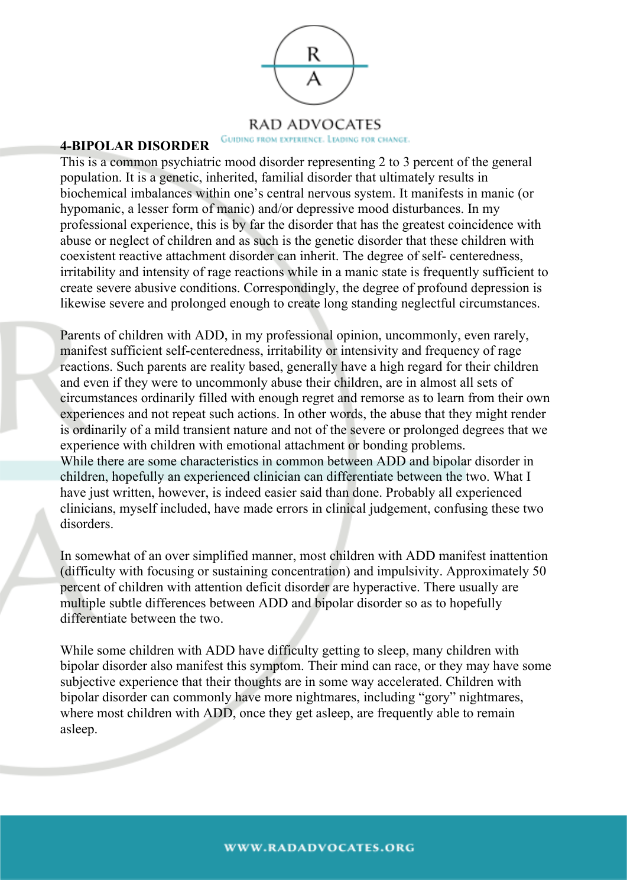## 4-BIPOLAR DISORDER

This is a common psychiatric mood disorder representing 2 to 3 percent of the general population. It is a genetic, inherited, familial disorder that ultimately results in biochemical imbalances within one's central nervous system. It manifests in manic (or hypomanic, a lesser form of manic) and/or depressive mood disturbances. In my professional experience, this is by far the disorder that has the greatest coincidence with abuse or neglect of children and as such is the genetic disorder that these children with coexistent reactive attachment disorder can inherit. The degree of self- centeredness, irritability and intensity of rage reactions while in a manic state is frequently sufficient to create severe abusive conditions. Correspondingly, the degree of profound depression is likewise severe and prolonged enough to create long standing neglectful circumstances.

Parents of children with ADD, in my professional opinion, uncommonly, even rarely, manifest sufficient self-centeredness, irritability or intensivity and frequency of rage reactions. Such parents are reality based, generally have a high regard for their children and even if they were to uncommonly abuse their children, are in almost all sets of circumstances ordinarily filled with enough regret and remorse as to learn from their own experiences and not repeat such actions. In other words, the abuse that they might render is ordinarily of a mild transient nature and not of the severe or prolonged degrees that we experience with children with emotional attachment or bonding problems.
While there are some characteristics in common between ADD and bipolar disorder in children, hopefully an experienced clinician can differentiate between the two. What I have just written, however, is indeed easier said than done. Probably all experienced clinicians, myself included, have made errors in clinical judgement, confusing these two disorders.

In somewhat of an over simplified manner, most children with ADD manifest inattention (difficulty with focusing or sustaining concentration) and impulsivity. Approximately 50 percent of children with attention deficit disorder are hyperactive. There usually are multiple subtle differences between ADD and bipolar disorder so as to hopefully differentiate between the two.

While some children with ADD have difficulty getting to sleep, many children with bipolar disorder also manifest this symptom. Their mind can race, or they may have some subjective experience that their thoughts are in some way accelerated. Children with bipolar disorder can commonly have more nightmares, including "gory" nightmares, where most children with ADD, once they get asleep, are frequently able to remain asleep.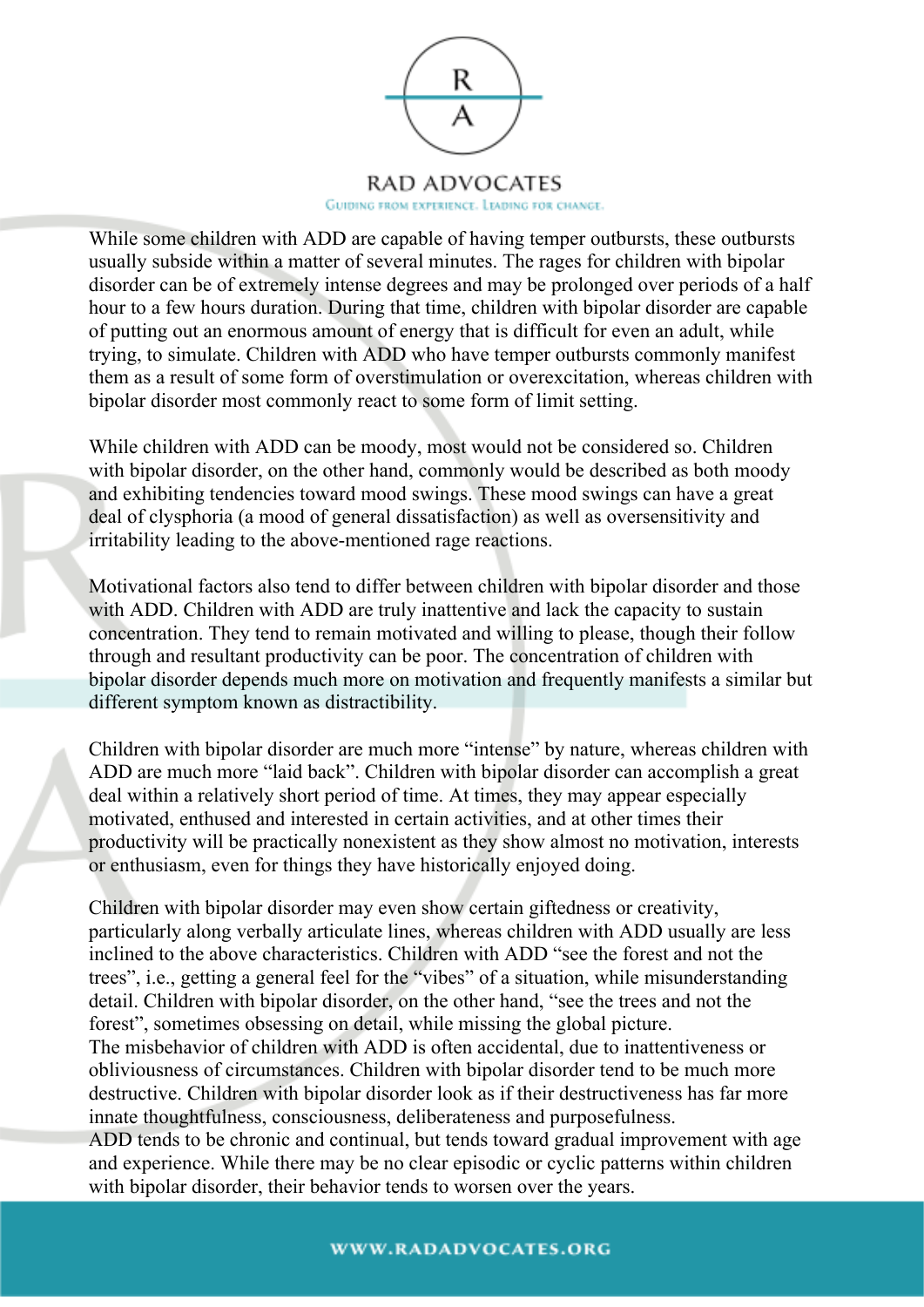While some children with ADD are capable of having temper outbursts, these outbursts usually subside within a matter of several minutes. The rages for children with bipolar disorder can be of extremely intense degrees and may be prolonged over periods of a half hour to a few hours duration. During that time, children with bipolar disorder are capable of putting out an enormous amount of energy that is difficult for even an adult, while trying, to simulate. Children with ADD who have temper outbursts commonly manifest them as a result of some form of overstimulation or overexcitation, whereas children with bipolar disorder most commonly react to some form of limit setting.

While children with ADD can be moody, most would not be considered so. Children with bipolar disorder, on the other hand, commonly would be described as both moody and exhibiting tendencies toward mood swings. These mood swings can have a great deal of clysphoria (a mood of general dissatisfaction) as well as oversensitivity and irritability leading to the above-mentioned rage reactions.

Motivational factors also tend to differ between children with bipolar disorder and those with ADD. Children with ADD are truly inattentive and lack the capacity to sustain concentration. They tend to remain motivated and willing to please, though their follow through and resultant productivity can be poor. The concentration of children with bipolar disorder depends much more on motivation and frequently manifests a similar but different symptom known as distractibility.

Children with bipolar disorder are much more "intense" by nature, whereas children with ADD are much more "laid back". Children with bipolar disorder can accomplish a great deal within a relatively short period of time. At times, they may appear especially motivated, enthused and interested in certain activities, and at other times their productivity will be practically nonexistent as they show almost no motivation, interests or enthusiasm, even for things they have historically enjoyed doing.

Children with bipolar disorder may even show certain giftedness or creativity, particularly along verbally articulate lines, whereas children with ADD usually are less inclined to the above characteristics. Children with ADD "see the forest and not the trees", i.e., getting a general feel for the "vibes" of a situation, while misunderstanding detail. Children with bipolar disorder, on the other hand, "see the trees and not the forest", sometimes obsessing on detail, while missing the global picture.
The misbehavior of children with ADD is often accidental, due to inattentiveness or obliviousness of circumstances. Children with bipolar disorder tend to be much more destructive. Children with bipolar disorder look as if their destructiveness has far more innate thoughtfulness, consciousness, deliberateness and purposefulness.
ADD tends to be chronic and continual, but tends toward gradual improvement with age and experience. While there may be no clear episodic or cyclic patterns within children with bipolar disorder, their behavior tends to worsen over the years.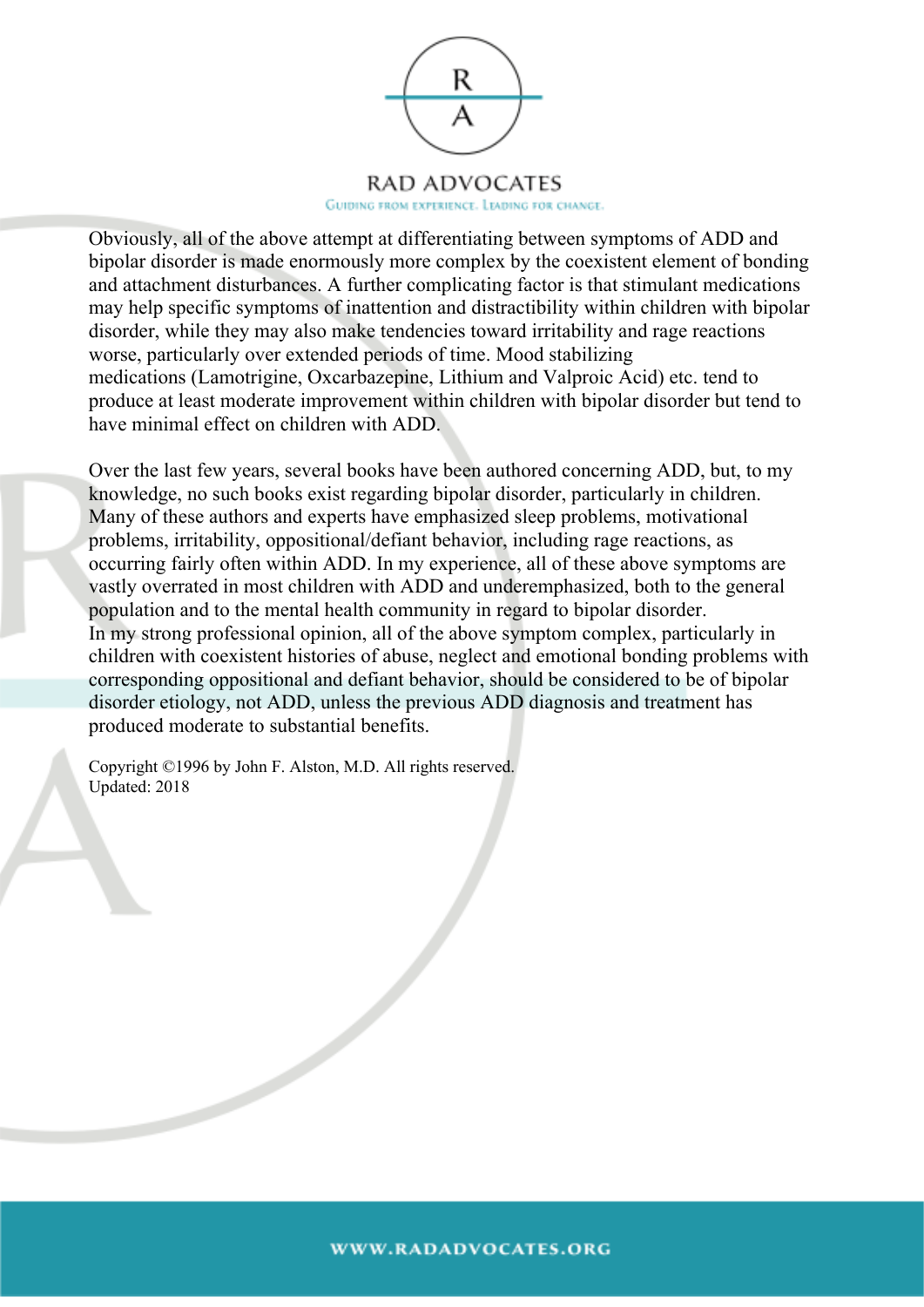Obviously, all of the above attempt at differentiating between symptoms of ADD and bipolar disorder is made enormously more complex by the coexistent element of bonding and attachment disturbances. A further complicating factor is that stimulant medications may help specific symptoms of inattention and distractibility within children with bipolar disorder, while they may also make tendencies toward irritability and rage reactions worse, particularly over extended periods of time. Mood stabilizing medications (Lamotrigine, Oxcarbazepine, Lithium and Valproic Acid) etc. tend to produce at least moderate improvement within children with bipolar disorder but tend to have minimal effect on children with ADD.

Over the last few years, several books have been authored concerning ADD, but, to my knowledge, no such books exist regarding bipolar disorder, particularly in children. Many of these authors and experts have emphasized sleep problems, motivational problems, irritability, oppositional/defiant behavior, including rage reactions, as occurring fairly often within ADD. In my experience, all of these above symptoms are vastly overrated in most children with ADD and underemphasized, both to the general population and to the mental health community in regard to bipolar disorder.
In my strong professional opinion, all of the above symptom complex, particularly in children with coexistent histories of abuse, neglect and emotional bonding problems with corresponding oppositional and defiant behavior, should be considered to be of bipolar disorder etiology, not ADD, unless the previous ADD diagnosis and treatment has produced moderate to substantial benefits.

Copyright ©1996 by John F. Alston, M.D. All rights reserved.
Updated: 2018